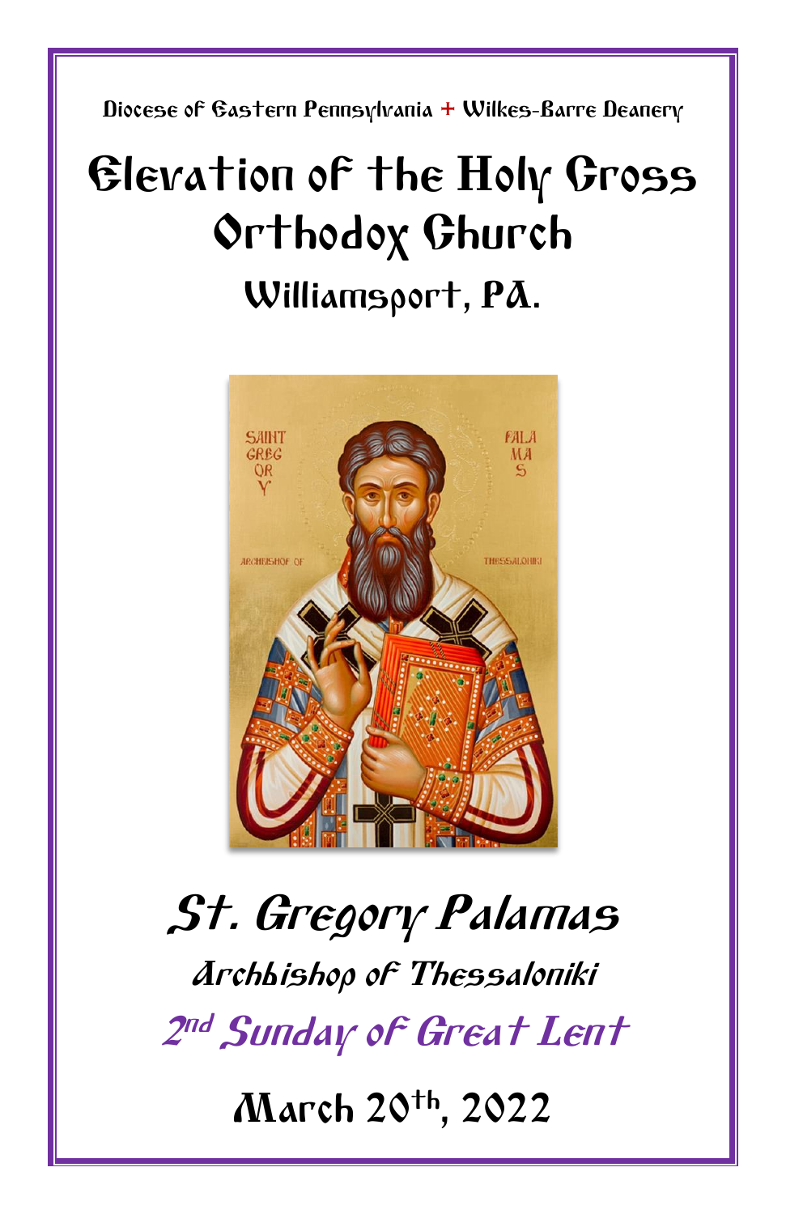Diocese of Eastern Pennsylvania + Wilkes-Barre Deanery

# Elevation of the Holy Cross Orthodox Church

## Williamsport, PA.

## *St. Gregory Palamas*

*Archbishop of Thessaloniki*

*2nd Sunday of Great Lent*

## March 20th, 2022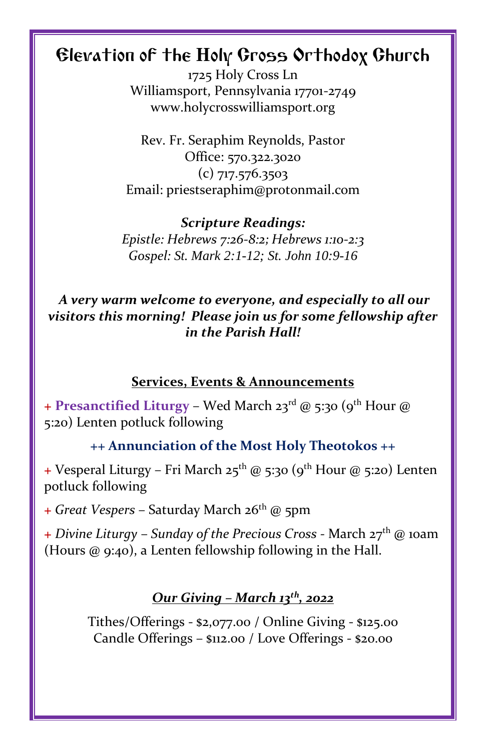# Elevation of the Holy Cross Orthodox Church

1725 Holy Cross Ln
Williamsport, Pennsylvania 17701-2749
www.holycrosswilliamsport.org

Rev. Fr. Seraphim Reynolds, Pastor
Office: 570.322.3020
(c) 717.576.3503
Email: priestseraphim@protonmail.com

***Scripture Readings:***
*Epistle: Hebrews 7:26-8:2; Hebrews 1:10-2:3*
*Gospel: St. Mark 2:1-12; St. John 10:9-16*

***A very warm welcome to everyone, and especially to all our visitors this morning! Please join us for some fellowship after in the Parish Hall!***

## Services, Events & Announcements

+ **Presanctified Liturgy** – Wed March 23rd @ 5:30 (9th Hour @ 5:20) Lenten potluck following

**++ Annunciation of the Most Holy Theotokos ++**

+ Vesperal Liturgy – Fri March 25th @ 5:30 (9th Hour @ 5:20) Lenten potluck following

+ *Great Vespers* – Saturday March 26th @ 5pm

+ *Divine Liturgy – Sunday of the Precious Cross* - March 27th @ 10am (Hours @ 9:40), a Lenten fellowship following in the Hall.

## *Our Giving – March 13th, 2022*

Tithes/Offerings - $2,077.00 / Online Giving - $125.00
Candle Offerings – $112.00 / Love Offerings - $20.00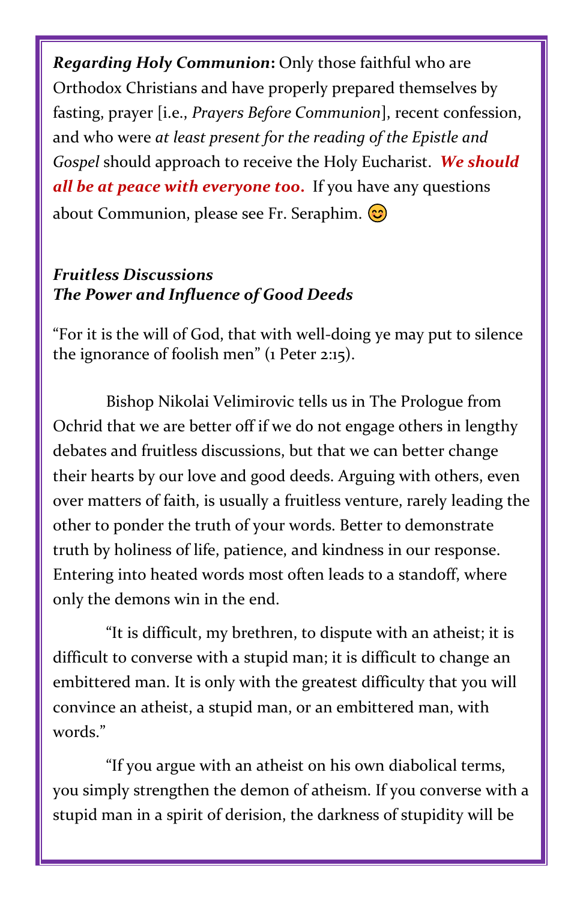***Regarding Holy Communion*****:** Only those faithful who are Orthodox Christians and have properly prepared themselves by fasting, prayer [i.e., *Prayers Before Communion*], recent confession, and who were *at least present for the reading of the Epistle and Gospel* should approach to receive the Holy Eucharist. ***We should all be at peace with everyone too.*** If you have any questions about Communion, please see Fr. Seraphim. 😊

***Fruitless Discussions***
***The Power and Influence of Good Deeds***

"For it is the will of God, that with well-doing ye may put to silence the ignorance of foolish men" (1 Peter 2:15).

Bishop Nikolai Velimirovic tells us in The Prologue from Ochrid that we are better off if we do not engage others in lengthy debates and fruitless discussions, but that we can better change their hearts by our love and good deeds. Arguing with others, even over matters of faith, is usually a fruitless venture, rarely leading the other to ponder the truth of your words. Better to demonstrate truth by holiness of life, patience, and kindness in our response. Entering into heated words most often leads to a standoff, where only the demons win in the end.

"It is difficult, my brethren, to dispute with an atheist; it is difficult to converse with a stupid man; it is difficult to change an embittered man. It is only with the greatest difficulty that you will convince an atheist, a stupid man, or an embittered man, with words."

"If you argue with an atheist on his own diabolical terms, you simply strengthen the demon of atheism. If you converse with a stupid man in a spirit of derision, the darkness of stupidity will be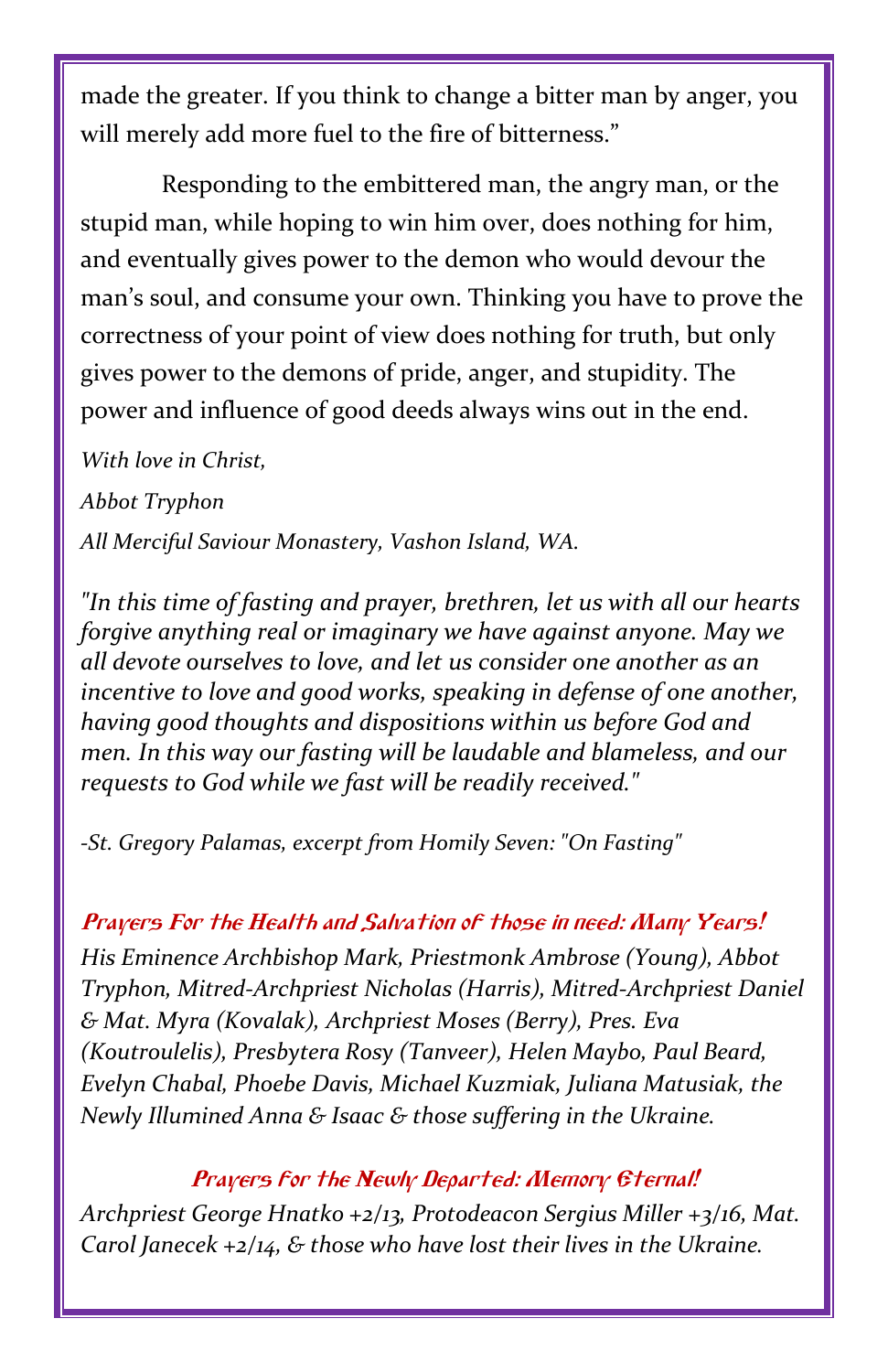made the greater. If you think to change a bitter man by anger, you will merely add more fuel to the fire of bitterness."

Responding to the embittered man, the angry man, or the stupid man, while hoping to win him over, does nothing for him, and eventually gives power to the demon who would devour the man's soul, and consume your own. Thinking you have to prove the correctness of your point of view does nothing for truth, but only gives power to the demons of pride, anger, and stupidity. The power and influence of good deeds always wins out in the end.

*With love in Christ,*

*Abbot Tryphon*

*All Merciful Saviour Monastery, Vashon Island, WA.*

*"In this time of fasting and prayer, brethren, let us with all our hearts forgive anything real or imaginary we have against anyone. May we all devote ourselves to love, and let us consider one another as an incentive to love and good works, speaking in defense of one another, having good thoughts and dispositions within us before God and men. In this way our fasting will be laudable and blameless, and our requests to God while we fast will be readily received."*

*-St. Gregory Palamas, excerpt from Homily Seven: "On Fasting"*

### Prayers For the Health and Salvation of those in need: Many Years!

*His Eminence Archbishop Mark, Priestmonk Ambrose (Young), Abbot Tryphon, Mitred-Archpriest Nicholas (Harris), Mitred-Archpriest Daniel & Mat. Myra (Kovalak), Archpriest Moses (Berry), Pres. Eva (Koutroulelis), Presbytera Rosy (Tanveer), Helen Maybo, Paul Beard, Evelyn Chabal, Phoebe Davis, Michael Kuzmiak, Juliana Matusiak, the Newly Illumined Anna & Isaac & those suffering in the Ukraine.*

### Prayers for the Newly Departed: Memory Eternal!

*Archpriest George Hnatko +2/13, Protodeacon Sergius Miller +3/16, Mat. Carol Janecek +2/14, & those who have lost their lives in the Ukraine.*